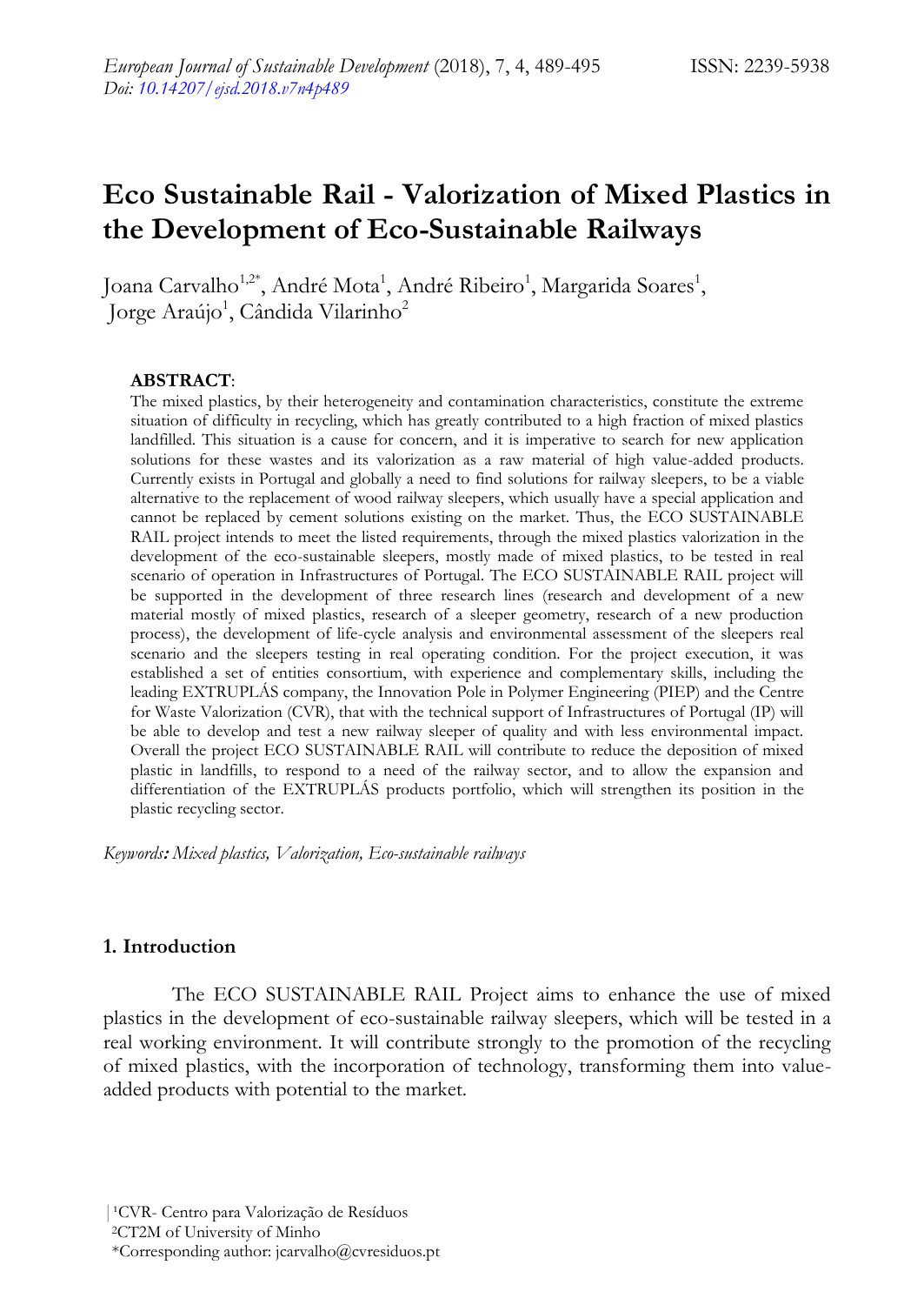# Eco Sustainable Rail - Valorization of Mixed Plastics in the Development of Eco-Sustainable Railways

Joana Carvalho[1,2*], André Mota[1], André Ribeiro[1], Margarida Soares[1], Jorge Araújo[1], Cândida Vilarinho[2]

**ABSTRACT**:

The mixed plastics, by their heterogeneity and contamination characteristics, constitute the extreme situation of difficulty in recycling, which has greatly contributed to a high fraction of mixed plastics landfilled. This situation is a cause for concern, and it is imperative to search for new application solutions for these wastes and its valorization as a raw material of high value-added products. Currently exists in Portugal and globally a need to find solutions for railway sleepers, to be a viable alternative to the replacement of wood railway sleepers, which usually have a special application and cannot be replaced by cement solutions existing on the market. Thus, the ECO SUSTAINABLE RAIL project intends to meet the listed requirements, through the mixed plastics valorization in the development of the eco-sustainable sleepers, mostly made of mixed plastics, to be tested in real scenario of operation in Infrastructures of Portugal. The ECO SUSTAINABLE RAIL project will be supported in the development of three research lines (research and development of a new material mostly of mixed plastics, research of a sleeper geometry, research of a new production process), the development of life-cycle analysis and environmental assessment of the sleepers real scenario and the sleepers testing in real operating condition. For the project execution, it was established a set of entities consortium, with experience and complementary skills, including the leading EXTRUPLÁS company, the Innovation Pole in Polymer Engineering (PIEP) and the Centre for Waste Valorization (CVR), that with the technical support of Infrastructures of Portugal (IP) will be able to develop and test a new railway sleeper of quality and with less environmental impact. Overall the project ECO SUSTAINABLE RAIL will contribute to reduce the deposition of mixed plastic in landfills, to respond to a need of the railway sector, and to allow the expansion and differentiation of the EXTRUPLÁS products portfolio, which will strengthen its position in the plastic recycling sector.

*Keywords: Mixed plastics, Valorization, Eco-sustainable railways*

## 1. Introduction

The ECO SUSTAINABLE RAIL Project aims to enhance the use of mixed plastics in the development of eco-sustainable railway sleepers, which will be tested in a real working environment. It will contribute strongly to the promotion of the recycling of mixed plastics, with the incorporation of technology, transforming them into value-added products with potential to the market.

[1]CVR- Centro para Valorização de Resíduos
[2]CT2M of University of Minho
*Corresponding author: jcarvalho@cvresiduos.pt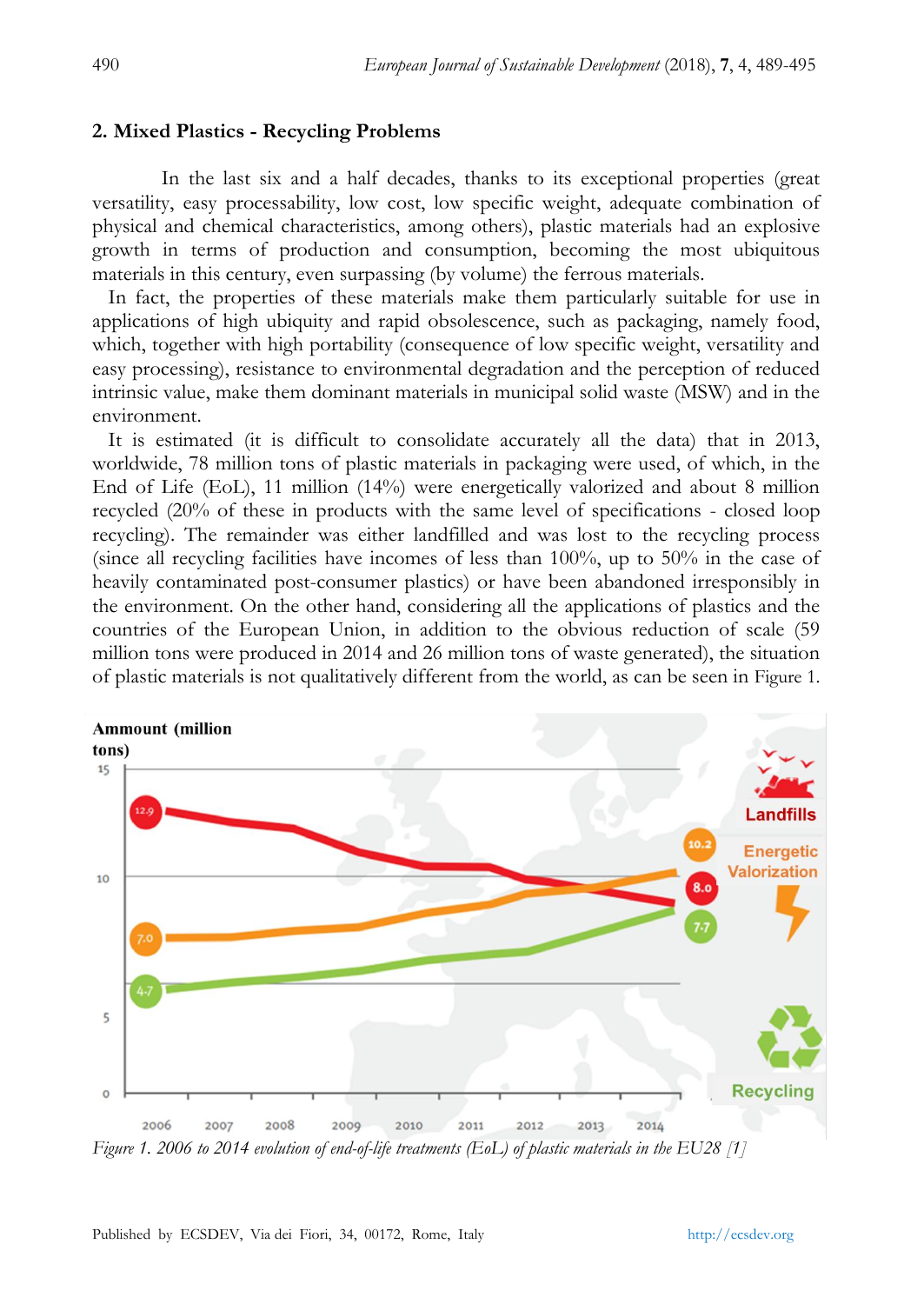## 2. Mixed Plastics - Recycling Problems

In the last six and a half decades, thanks to its exceptional properties (great versatility, easy processability, low cost, low specific weight, adequate combination of physical and chemical characteristics, among others), plastic materials had an explosive growth in terms of production and consumption, becoming the most ubiquitous materials in this century, even surpassing (by volume) the ferrous materials.

In fact, the properties of these materials make them particularly suitable for use in applications of high ubiquity and rapid obsolescence, such as packaging, namely food, which, together with high portability (consequence of low specific weight, versatility and easy processing), resistance to environmental degradation and the perception of reduced intrinsic value, make them dominant materials in municipal solid waste (MSW) and in the environment.

It is estimated (it is difficult to consolidate accurately all the data) that in 2013, worldwide, 78 million tons of plastic materials in packaging were used, of which, in the End of Life (EoL), 11 million (14%) were energetically valorized and about 8 million recycled (20% of these in products with the same level of specifications - closed loop recycling). The remainder was either landfilled and was lost to the recycling process (since all recycling facilities have incomes of less than 100%, up to 50% in the case of heavily contaminated post-consumer plastics) or have been abandoned irresponsibly in the environment. On the other hand, considering all the applications of plastics and the countries of the European Union, in addition to the obvious reduction of scale (59 million tons were produced in 2014 and 26 million tons of waste generated), the situation of plastic materials is not qualitatively different from the world, as can be seen in Figure 1.

*Figure 1. 2006 to 2014 evolution of end-of-life treatments (EoL) of plastic materials in the EU28 [1]*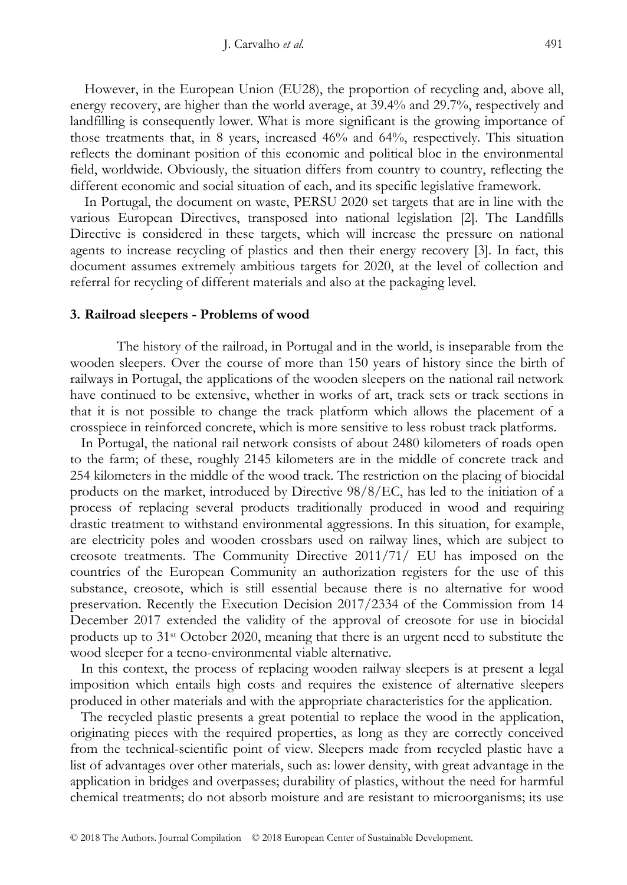However, in the European Union (EU28), the proportion of recycling and, above all, energy recovery, are higher than the world average, at 39.4% and 29.7%, respectively and landfilling is consequently lower. What is more significant is the growing importance of those treatments that, in 8 years, increased 46% and 64%, respectively. This situation reflects the dominant position of this economic and political bloc in the environmental field, worldwide. Obviously, the situation differs from country to country, reflecting the different economic and social situation of each, and its specific legislative framework.

In Portugal, the document on waste, PERSU 2020 set targets that are in line with the various European Directives, transposed into national legislation [2]. The Landfills Directive is considered in these targets, which will increase the pressure on national agents to increase recycling of plastics and then their energy recovery [3]. In fact, this document assumes extremely ambitious targets for 2020, at the level of collection and referral for recycling of different materials and also at the packaging level.

## 3. Railroad sleepers - Problems of wood

The history of the railroad, in Portugal and in the world, is inseparable from the wooden sleepers. Over the course of more than 150 years of history since the birth of railways in Portugal, the applications of the wooden sleepers on the national rail network have continued to be extensive, whether in works of art, track sets or track sections in that it is not possible to change the track platform which allows the placement of a crosspiece in reinforced concrete, which is more sensitive to less robust track platforms.

In Portugal, the national rail network consists of about 2480 kilometers of roads open to the farm; of these, roughly 2145 kilometers are in the middle of concrete track and 254 kilometers in the middle of the wood track. The restriction on the placing of biocidal products on the market, introduced by Directive 98/8/EC, has led to the initiation of a process of replacing several products traditionally produced in wood and requiring drastic treatment to withstand environmental aggressions. In this situation, for example, are electricity poles and wooden crossbars used on railway lines, which are subject to creosote treatments. The Community Directive 2011/71/ EU has imposed on the countries of the European Community an authorization registers for the use of this substance, creosote, which is still essential because there is no alternative for wood preservation. Recently the Execution Decision 2017/2334 of the Commission from 14 December 2017 extended the validity of the approval of creosote for use in biocidal products up to 31st October 2020, meaning that there is an urgent need to substitute the wood sleeper for a tecno-environmental viable alternative.

In this context, the process of replacing wooden railway sleepers is at present a legal imposition which entails high costs and requires the existence of alternative sleepers produced in other materials and with the appropriate characteristics for the application.

The recycled plastic presents a great potential to replace the wood in the application, originating pieces with the required properties, as long as they are correctly conceived from the technical-scientific point of view. Sleepers made from recycled plastic have a list of advantages over other materials, such as: lower density, with great advantage in the application in bridges and overpasses; durability of plastics, without the need for harmful chemical treatments; do not absorb moisture and are resistant to microorganisms; its use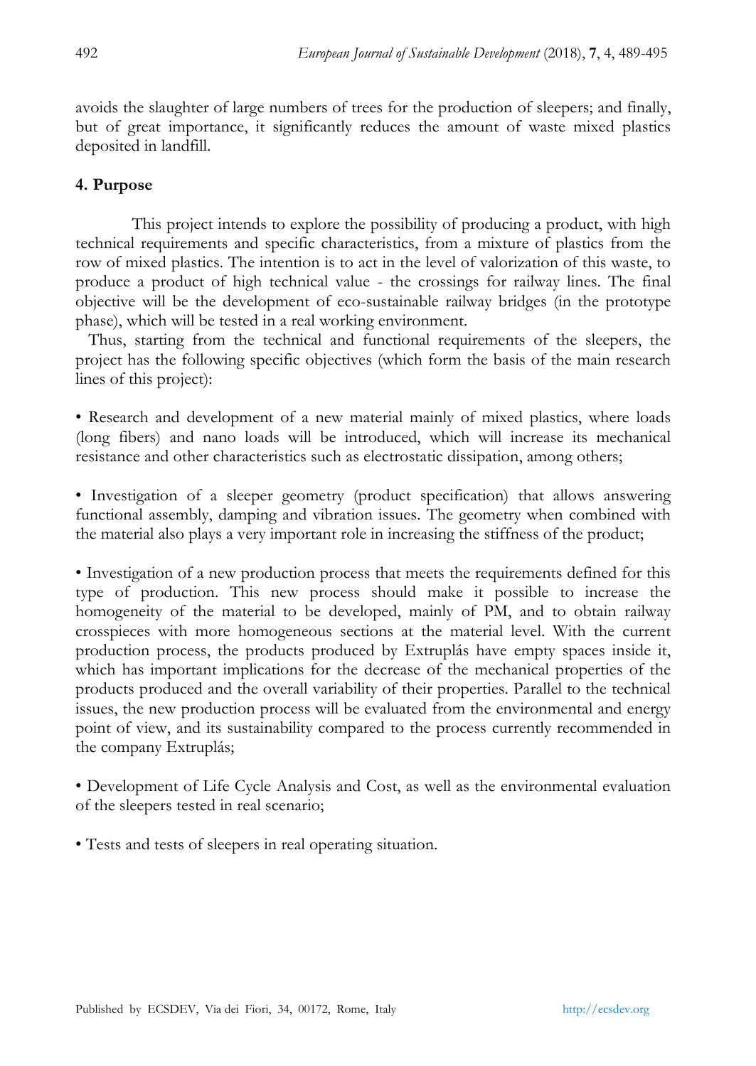avoids the slaughter of large numbers of trees for the production of sleepers; and finally, but of great importance, it significantly reduces the amount of waste mixed plastics deposited in landfill.

## 4. Purpose

This project intends to explore the possibility of producing a product, with high technical requirements and specific characteristics, from a mixture of plastics from the row of mixed plastics. The intention is to act in the level of valorization of this waste, to produce a product of high technical value - the crossings for railway lines. The final objective will be the development of eco-sustainable railway bridges (in the prototype phase), which will be tested in a real working environment.

Thus, starting from the technical and functional requirements of the sleepers, the project has the following specific objectives (which form the basis of the main research lines of this project):

- Research and development of a new material mainly of mixed plastics, where loads (long fibers) and nano loads will be introduced, which will increase its mechanical resistance and other characteristics such as electrostatic dissipation, among others;

- Investigation of a sleeper geometry (product specification) that allows answering functional assembly, damping and vibration issues. The geometry when combined with the material also plays a very important role in increasing the stiffness of the product;

- Investigation of a new production process that meets the requirements defined for this type of production. This new process should make it possible to increase the homogeneity of the material to be developed, mainly of PM, and to obtain railway crosspieces with more homogeneous sections at the material level. With the current production process, the products produced by Extruplás have empty spaces inside it, which has important implications for the decrease of the mechanical properties of the products produced and the overall variability of their properties. Parallel to the technical issues, the new production process will be evaluated from the environmental and energy point of view, and its sustainability compared to the process currently recommended in the company Extruplás;

- Development of Life Cycle Analysis and Cost, as well as the environmental evaluation of the sleepers tested in real scenario;

- Tests and tests of sleepers in real operating situation.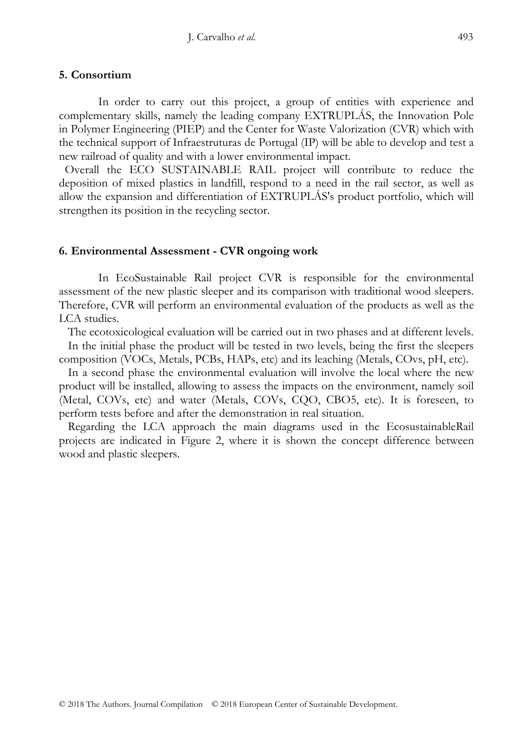## 5. Consortium

In order to carry out this project, a group of entities with experience and complementary skills, namely the leading company EXTRUPLÁS, the Innovation Pole in Polymer Engineering (PIEP) and the Center for Waste Valorization (CVR) which with the technical support of Infraestruturas de Portugal (IP) will be able to develop and test a new railroad of quality and with a lower environmental impact.

Overall the ECO SUSTAINABLE RAIL project will contribute to reduce the deposition of mixed plastics in landfill, respond to a need in the rail sector, as well as allow the expansion and differentiation of EXTRUPLÁS's product portfolio, which will strengthen its position in the recycling sector.

## 6. Environmental Assessment - CVR ongoing work

In EcoSustainable Rail project CVR is responsible for the environmental assessment of the new plastic sleeper and its comparison with traditional wood sleepers. Therefore, CVR will perform an environmental evaluation of the products as well as the LCA studies.

The ecotoxicological evaluation will be carried out in two phases and at different levels.

In the initial phase the product will be tested in two levels, being the first the sleepers composition (VOCs, Metals, PCBs, HAPs, etc) and its leaching (Metals, COvs, pH, etc).

In a second phase the environmental evaluation will involve the local where the new product will be installed, allowing to assess the impacts on the environment, namely soil (Metal, COVs, etc) and water (Metals, COVs, CQO, CBO5, etc). It is foreseen, to perform tests before and after the demonstration in real situation.

Regarding the LCA approach the main diagrams used in the EcosustainableRail projects are indicated in Figure 2, where it is shown the concept difference between wood and plastic sleepers.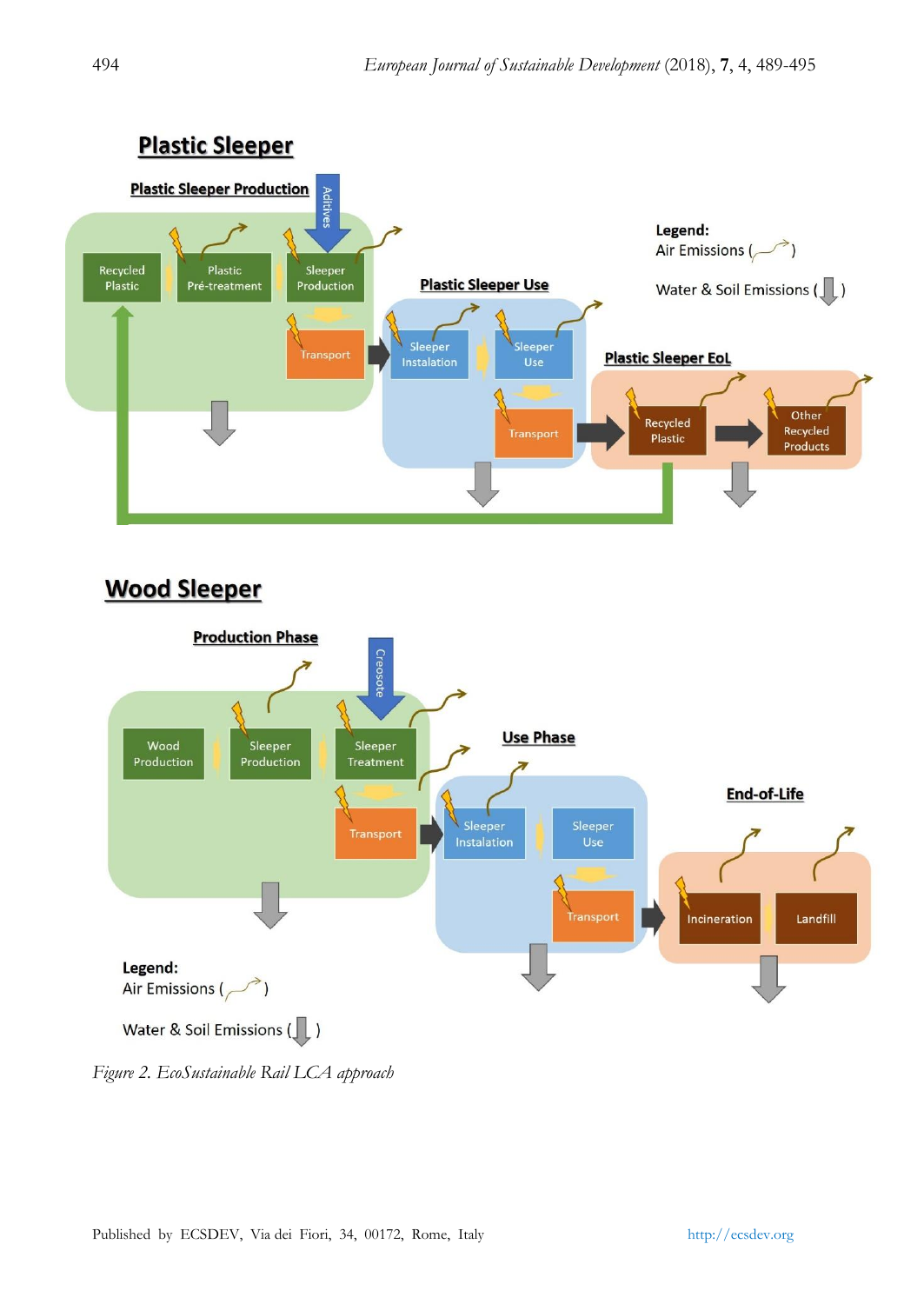*Figure 2. EcoSustainable Rail LCA approach*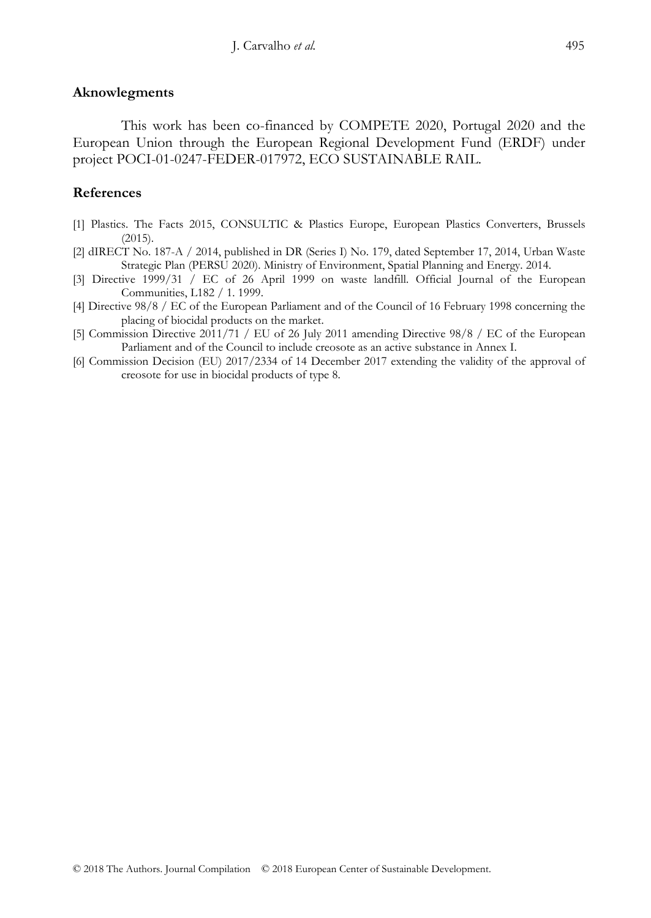## Aknowlegments

This work has been co-financed by COMPETE 2020, Portugal 2020 and the European Union through the European Regional Development Fund (ERDF) under project POCI-01-0247-FEDER-017972, ECO SUSTAINABLE RAIL.

## References

[1] Plastics. The Facts 2015, CONSULTIC & Plastics Europe, European Plastics Converters, Brussels (2015).

[2] dIRECT No. 187-A / 2014, published in DR (Series I) No. 179, dated September 17, 2014, Urban Waste Strategic Plan (PERSU 2020). Ministry of Environment, Spatial Planning and Energy. 2014.

[3] Directive 1999/31 / EC of 26 April 1999 on waste landfill. Official Journal of the European Communities, L182 / 1. 1999.

[4] Directive 98/8 / EC of the European Parliament and of the Council of 16 February 1998 concerning the placing of biocidal products on the market.

[5] Commission Directive 2011/71 / EU of 26 July 2011 amending Directive 98/8 / EC of the European Parliament and of the Council to include creosote as an active substance in Annex I.

[6] Commission Decision (EU) 2017/2334 of 14 December 2017 extending the validity of the approval of creosote for use in biocidal products of type 8.